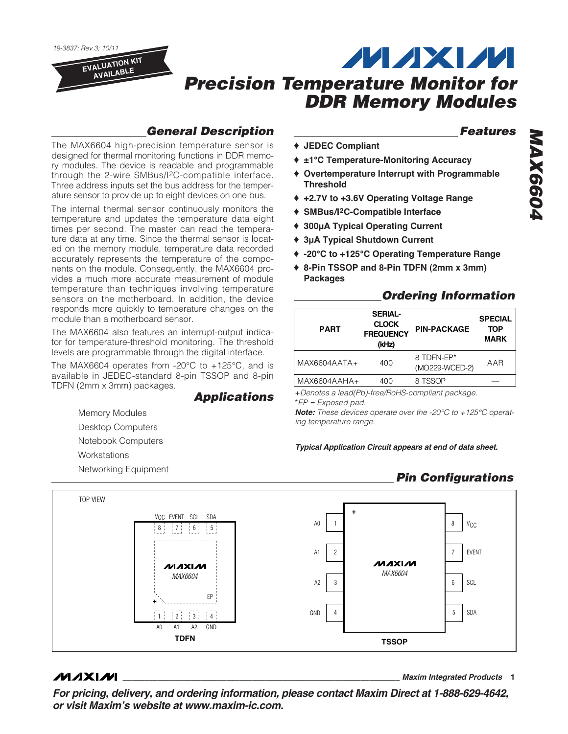19-3837; Rev 3; 10/11

EVALUATION KIT AVAILABLE

# Precision Temperature Monitor for DDR Memory Modules

## General Description

The MAX6604 high-precision temperature sensor is designed for thermal monitoring functions in DDR memory modules. The device is readable and programmable through the 2-wire SMBus/I2C-compatible interface. Three address inputs set the bus address for the temperature sensor to provide up to eight devices on one bus.

The internal thermal sensor continuously monitors the temperature and updates the temperature data eight times per second. The master can read the temperature data at any time. Since the thermal sensor is located on the memory module, temperature data recorded accurately represents the temperature of the components on the module. Consequently, the MAX6604 provides a much more accurate measurement of module temperature than techniques involving temperature sensors on the motherboard. In addition, the device responds more quickly to temperature changes on the module than a motherboard sensor.

The MAX6604 also features an interrupt-output indicator for temperature-threshold monitoring. The threshold levels are programmable through the digital interface.

The MAX6604 operates from -20°C to +125°C, and is available in JEDEC-standard 8-pin TSSOP and 8-pin TDFN (2mm x 3mm) packages.

## Applications

Memory Modules

Desktop Computers

Notebook Computers

Workstations

Networking Equipment

## Features

- ♦ JEDEC Compliant
- ♦ ±1°C Temperature-Monitoring Accuracy
- ♦ Overtemperature Interrupt with Programmable Threshold
- ♦ +2.7V to +3.6V Operating Voltage Range
- ♦ SMBus/I2C-Compatible Interface
- ♦ 300µA Typical Operating Current
- ♦ 3µA Typical Shutdown Current
- ♦ -20°C to +125°C Operating Temperature Range
- ♦ 8-Pin TSSOP and 8-Pin TDFN (2mm x 3mm) Packages

## Ordering Information

| PART | SERIAL-CLOCK FREQUENCY (kHz) | PIN-PACKAGE | SPECIAL TOP MARK |
|---|---|---|---|
| MAX6604AATA+ | 400 | 8 TDFN-EP* (MO229-WCED-2) | AAR |
| MAX6604AAHA+ | 400 | 8 TSSOP | — |

+Denotes a lead(Pb)-free/RoHS-compliant package.
*EP = Exposed pad.
**Note:** These devices operate over the -20°C to +125°C operating temperature range.

***Typical Application Circuit appears at end of data sheet.***

## Pin Configurations

TOP VIEW

TDFN: pins 1 A0, 2 A1, 3 A2, 4 GND, 5 SDA, 6 SCL, 7 EVENT, 8 $V_{CC}$; EP (exposed pad)

TSSOP: pins 1 A0, 2 A1, 3 A2, 4 GND, 5 SDA, 6 SCL, 7 EVENT, 8 $V_{CC}$

**For pricing, delivery, and ordering information, please contact Maxim Direct at 1-888-629-4642, or visit Maxim's website at www.maxim-ic.com.**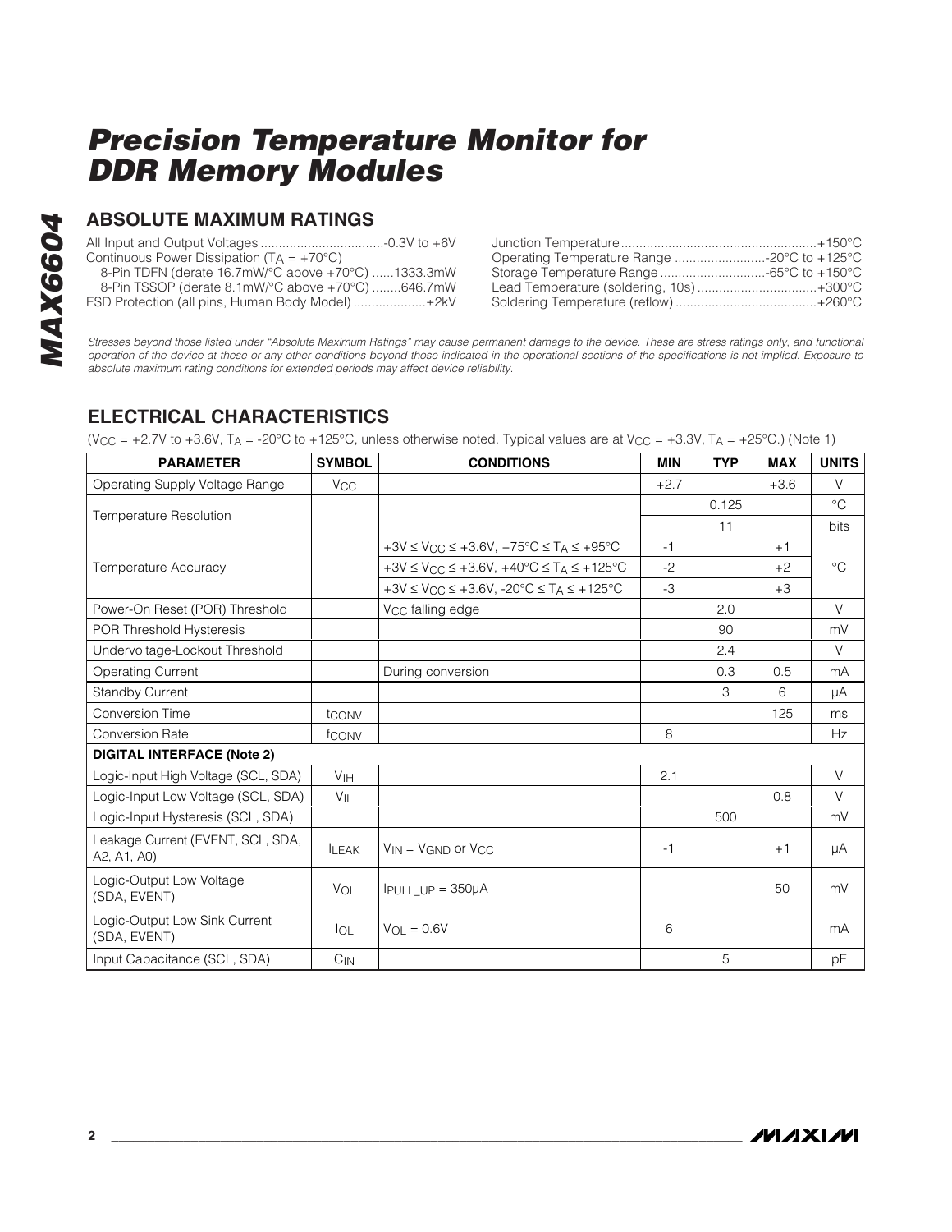## ABSOLUTE MAXIMUM RATINGS

All Input and Output Voltages ..................................-0.3V to +6V
Continuous Power Dissipation ($T_A$ = +70°C)
  8-Pin TDFN (derate 16.7mW/°C above +70°C) ......1333.3mW
  8-Pin TSSOP (derate 8.1mW/°C above +70°C) ........646.7mW
ESD Protection (all pins, Human Body Model) ....................±2kV
Junction Temperature......................................................+150°C
Operating Temperature Range .........................-20°C to +125°C
Storage Temperature Range .............................-65°C to +150°C
Lead Temperature (soldering, 10s) .................................+300°C
Soldering Temperature (reflow) .......................................+260°C

*Stresses beyond those listed under "Absolute Maximum Ratings" may cause permanent damage to the device. These are stress ratings only, and functional operation of the device at these or any other conditions beyond those indicated in the operational sections of the specifications is not implied. Exposure to absolute maximum rating conditions for extended periods may affect device reliability.*

## ELECTRICAL CHARACTERISTICS

($V_{CC}$ = +2.7V to +3.6V, $T_A$ = -20°C to +125°C, unless otherwise noted. Typical values are at $V_{CC}$ = +3.3V, $T_A$ = +25°C.) (Note 1)

| PARAMETER | SYMBOL | CONDITIONS | MIN | TYP | MAX | UNITS |
|---|---|---|---|---|---|---|
| Operating Supply Voltage Range | $V_{CC}$ | | +2.7 | | +3.6 | V |
| Temperature Resolution | | | | 0.125 | | °C |
| | | | | 11 | | bits |
| Temperature Accuracy | | +3V ≤ $V_{CC}$ ≤ +3.6V, +75°C ≤ $T_A$ ≤ +95°C | -1 | | +1 | °C |
| | | +3V ≤ $V_{CC}$ ≤ +3.6V, +40°C ≤ $T_A$ ≤ +125°C | -2 | | +2 | |
| | | +3V ≤ $V_{CC}$ ≤ +3.6V, -20°C ≤ $T_A$ ≤ +125°C | -3 | | +3 | |
| Power-On Reset (POR) Threshold | | $V_{CC}$ falling edge | | 2.0 | | V |
| POR Threshold Hysteresis | | | | 90 | | mV |
| Undervoltage-Lockout Threshold | | | | 2.4 | | V |
| Operating Current | | During conversion | | 0.3 | 0.5 | mA |
| Standby Current | | | | 3 | 6 | µA |
| Conversion Time | $t_{CONV}$ | | | | 125 | ms |
| Conversion Rate | $f_{CONV}$ | | 8 | | | Hz |
| **DIGITAL INTERFACE (Note 2)** | | | | | | |
| Logic-Input High Voltage (SCL, SDA) | $V_{IH}$ | | 2.1 | | | V |
| Logic-Input Low Voltage (SCL, SDA) | $V_{IL}$ | | | | 0.8 | V |
| Logic-Input Hysteresis (SCL, SDA) | | | | 500 | | mV |
| Leakage Current (EVENT, SCL, SDA, A2, A1, A0) | $I_{LEAK}$ | $V_{IN}$ = $V_{GND}$ or $V_{CC}$ | -1 | | +1 | µA |
| Logic-Output Low Voltage (SDA, EVENT) | $V_{OL}$ | $I_{PULL\_UP}$ = 350µA | | | 50 | mV |
| Logic-Output Low Sink Current (SDA, EVENT) | $I_{OL}$ | $V_{OL}$ = 0.6V | 6 | | | mA |
| Input Capacitance (SCL, SDA) | $C_{IN}$ | | | 5 | | pF |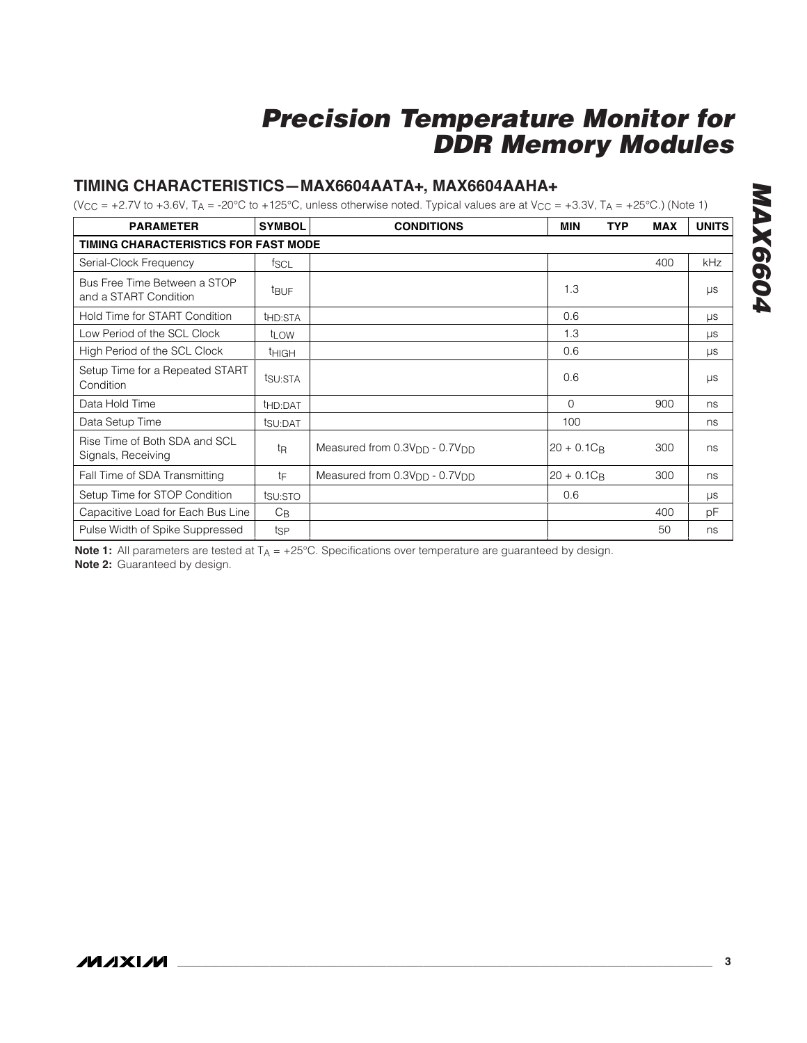## TIMING CHARACTERISTICS—MAX6604AATA+, MAX6604AAHA+

($V_{CC}$ = +2.7V to +3.6V, $T_A$ = -20°C to +125°C, unless otherwise noted. Typical values are at $V_{CC}$ = +3.3V, $T_A$ = +25°C.) (Note 1)

| PARAMETER | SYMBOL | CONDITIONS | MIN | TYP | MAX | UNITS |
|---|---|---|---|---|---|---|
| **TIMING CHARACTERISTICS FOR FAST MODE** | | | | | | |
| Serial-Clock Frequency | $f_{SCL}$ | | | | 400 | kHz |
| Bus Free Time Between a STOP and a START Condition | $t_{BUF}$ | | 1.3 | | | µs |
| Hold Time for START Condition | $t_{HD:STA}$ | | 0.6 | | | µs |
| Low Period of the SCL Clock | $t_{LOW}$ | | 1.3 | | | µs |
| High Period of the SCL Clock | $t_{HIGH}$ | | 0.6 | | | µs |
| Setup Time for a Repeated START Condition | $t_{SU:STA}$ | | 0.6 | | | µs |
| Data Hold Time | $t_{HD:DAT}$ | | 0 | | 900 | ns |
| Data Setup Time | $t_{SU:DAT}$ | | 100 | | | ns |
| Rise Time of Both SDA and SCL Signals, Receiving | $t_R$ | Measured from $0.3V_{DD}$ - $0.7V_{DD}$ | $20 + 0.1C_B$ | | 300 | ns |
| Fall Time of SDA Transmitting | $t_F$ | Measured from $0.3V_{DD}$ - $0.7V_{DD}$ | $20 + 0.1C_B$ | | 300 | ns |
| Setup Time for STOP Condition | $t_{SU:STO}$ | | 0.6 | | | µs |
| Capacitive Load for Each Bus Line | $C_B$ | | | | 400 | pF |
| Pulse Width of Spike Suppressed | $t_{SP}$ | | | | 50 | ns |

**Note 1:** All parameters are tested at $T_A$ = +25°C. Specifications over temperature are guaranteed by design.

**Note 2:** Guaranteed by design.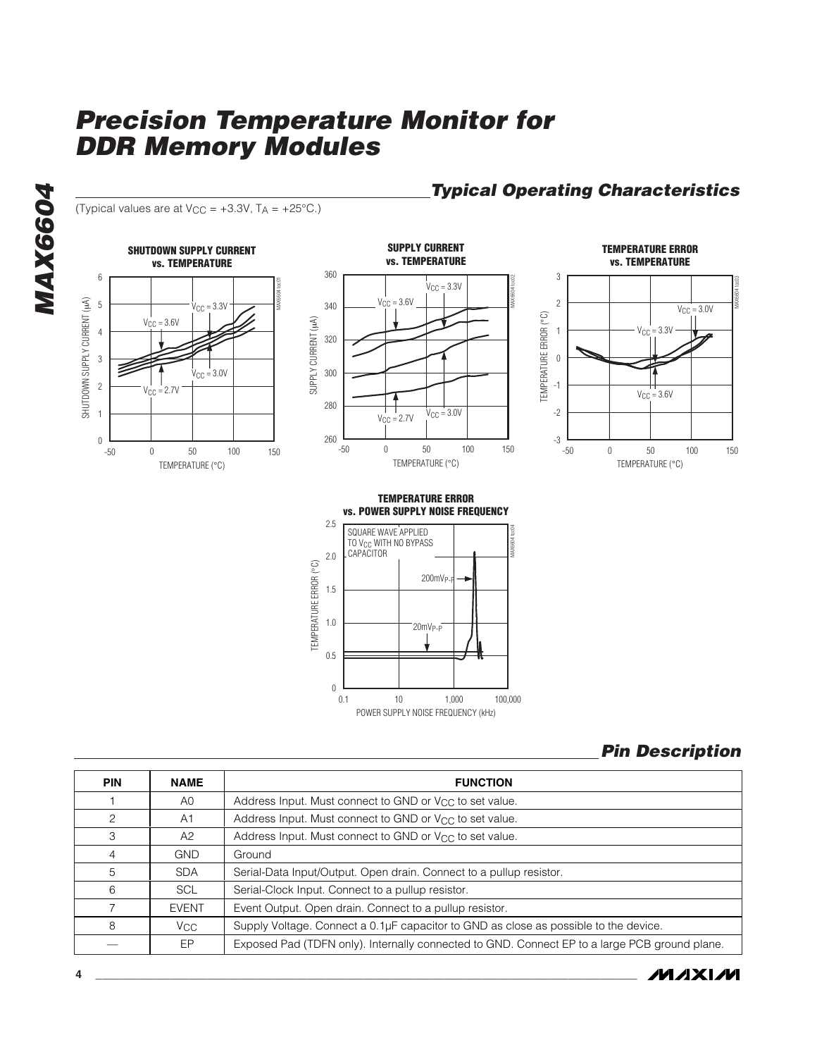## Typical Operating Characteristics

(Typical values are at $V_{CC}$ = +3.3V, $T_A$ = +25°C.)

**SHUTDOWN SUPPLY CURRENT vs. TEMPERATURE**

**SUPPLY CURRENT vs. TEMPERATURE**

**TEMPERATURE ERROR vs. TEMPERATURE**

**TEMPERATURE ERROR vs. POWER SUPPLY NOISE FREQUENCY**

## Pin Description

| PIN | NAME | FUNCTION |
| --- | --- | --- |
| 1 | A0 | Address Input. Must connect to GND or $V_{CC}$ to set value. |
| 2 | A1 | Address Input. Must connect to GND or $V_{CC}$ to set value. |
| 3 | A2 | Address Input. Must connect to GND or $V_{CC}$ to set value. |
| 4 | GND | Ground |
| 5 | SDA | Serial-Data Input/Output. Open drain. Connect to a pullup resistor. |
| 6 | SCL | Serial-Clock Input. Connect to a pullup resistor. |
| 7 | EVENT | Event Output. Open drain. Connect to a pullup resistor. |
| 8 | $V_{CC}$ | Supply Voltage. Connect a 0.1µF capacitor to GND as close as possible to the device. |
| — | EP | Exposed Pad (TDFN only). Internally connected to GND. Connect EP to a large PCB ground plane. |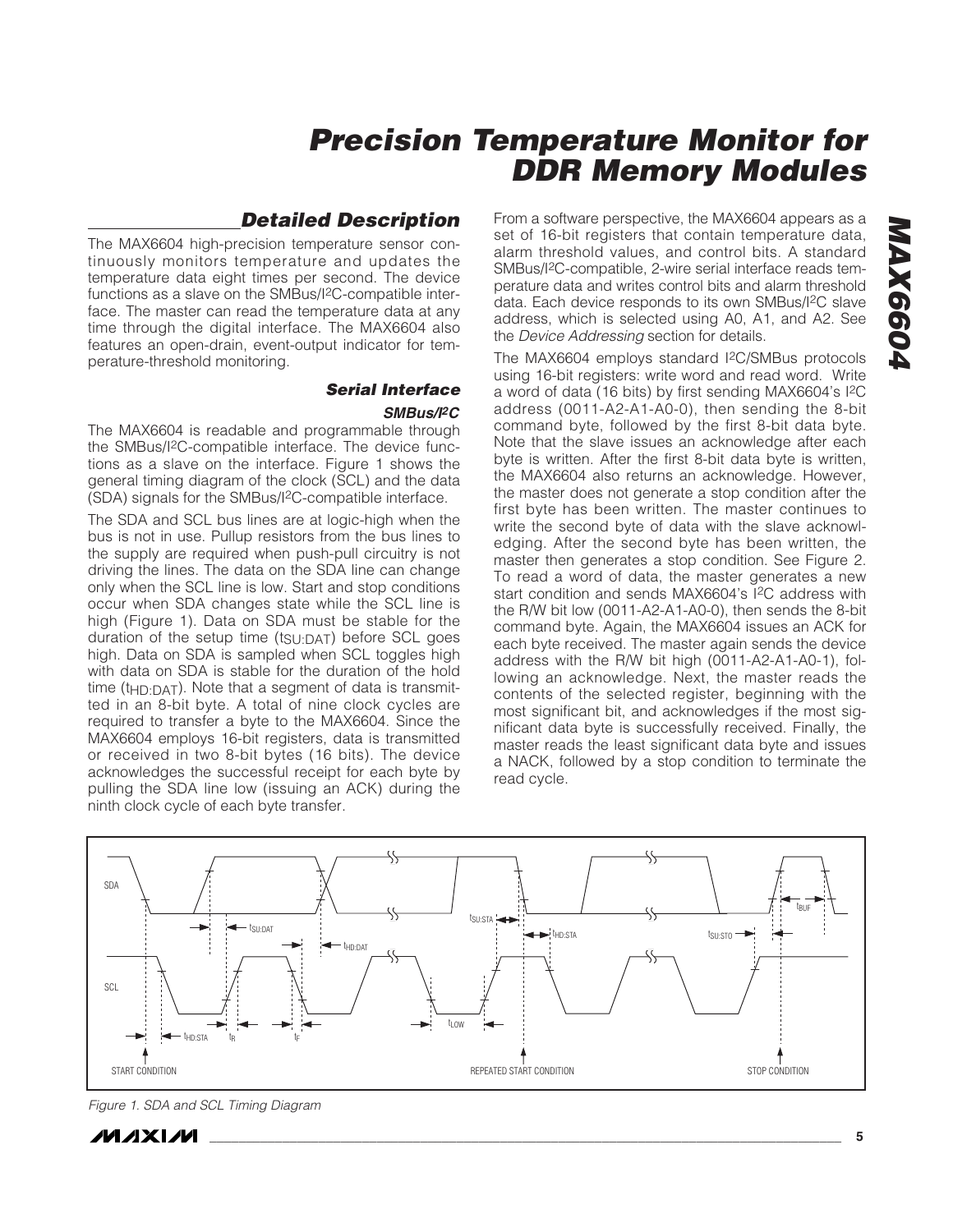## Detailed Description

The MAX6604 high-precision temperature sensor continuously monitors temperature and updates the temperature data eight times per second. The device functions as a slave on the SMBus/I2C-compatible interface. The master can read the temperature data at any time through the digital interface. The MAX6604 also features an open-drain, event-output indicator for temperature-threshold monitoring.

### Serial Interface

#### SMBus/I2C

The MAX6604 is readable and programmable through the SMBus/I2C-compatible interface. The device functions as a slave on the interface. Figure 1 shows the general timing diagram of the clock (SCL) and the data (SDA) signals for the SMBus/I2C-compatible interface.

The SDA and SCL bus lines are at logic-high when the bus is not in use. Pullup resistors from the bus lines to the supply are required when push-pull circuitry is not driving the lines. The data on the SDA line can change only when the SCL line is low. Start and stop conditions occur when SDA changes state while the SCL line is high (Figure 1). Data on SDA must be stable for the duration of the setup time ($t_{SU:DAT}$) before SCL goes high. Data on SDA is sampled when SCL toggles high with data on SDA is stable for the duration of the hold time ($t_{HD:DAT}$). Note that a segment of data is transmitted in an 8-bit byte. A total of nine clock cycles are required to transfer a byte to the MAX6604. Since the MAX6604 employs 16-bit registers, data is transmitted or received in two 8-bit bytes (16 bits). The device acknowledges the successful receipt for each byte by pulling the SDA line low (issuing an ACK) during the ninth clock cycle of each byte transfer.

From a software perspective, the MAX6604 appears as a set of 16-bit registers that contain temperature data, alarm threshold values, and control bits. A standard SMBus/I2C-compatible, 2-wire serial interface reads temperature data and writes control bits and alarm threshold data. Each device responds to its own SMBus/I2C slave address, which is selected using A0, A1, and A2. See the *Device Addressing* section for details.

The MAX6604 employs standard I2C/SMBus protocols using 16-bit registers: write word and read word. Write a word of data (16 bits) by first sending MAX6604's I2C address (0011-A2-A1-A0-0), then sending the 8-bit command byte, followed by the first 8-bit data byte. Note that the slave issues an acknowledge after each byte is written. After the first 8-bit data byte is written, the MAX6604 also returns an acknowledge. However, the master does not generate a stop condition after the first byte has been written. The master continues to write the second byte of data with the slave acknowledging. After the second byte has been written, the master then generates a stop condition. See Figure 2. To read a word of data, the master generates a new start condition and sends MAX6604's I2C address with the R/W bit low (0011-A2-A1-A0-0), then sends the 8-bit command byte. Again, the MAX6604 issues an ACK for each byte received. The master again sends the device address with the R/W bit high (0011-A2-A1-A0-1), following an acknowledge. Next, the master reads the contents of the selected register, beginning with the most significant bit, and acknowledges if the most significant data byte is successfully received. Finally, the master reads the least significant data byte and issues a NACK, followed by a stop condition to terminate the read cycle.

*Figure 1. SDA and SCL Timing Diagram*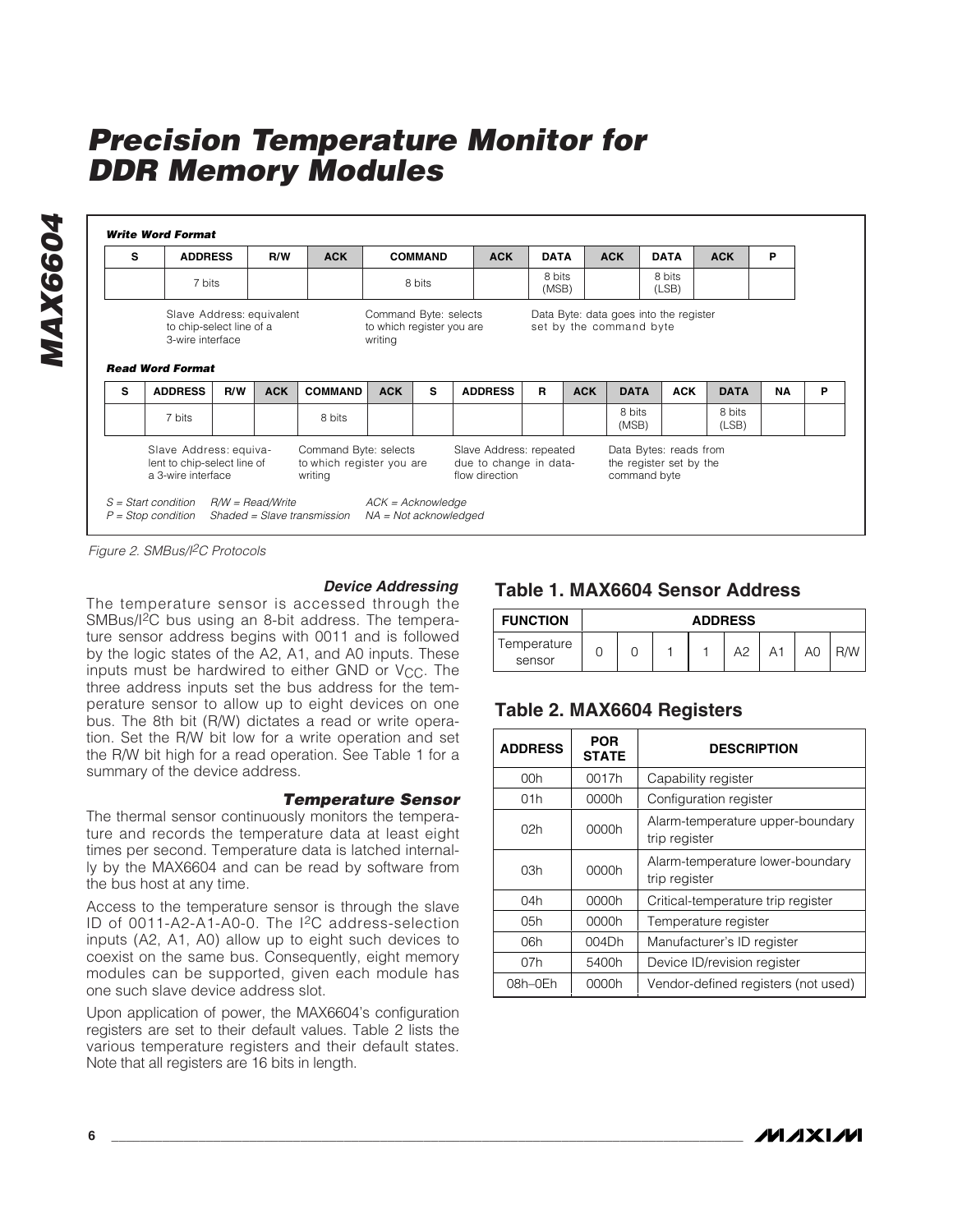# Precision Temperature Monitor for DDR Memory Modules

**Write Word Format**

| S | ADDRESS | R/W | ACK | COMMAND | ACK | DATA | ACK | DATA | ACK | P |
|---|---|---|---|---|---|---|---|---|---|---|
| | 7 bits | | | 8 bits | | 8 bits (MSB) | | 8 bits (LSB) | | |

Slave Address: equivalent to chip-select line of a 3-wire interface

Command Byte: selects to which register you are writing

Data Byte: data goes into the register set by the command byte

**Read Word Format**

| S | ADDRESS | R/W | ACK | COMMAND | ACK | S | ADDRESS | R | ACK | DATA | ACK | DATA | NA | P |
|---|---|---|---|---|---|---|---|---|---|---|---|---|---|---|
| | 7 bits | | | 8 bits | | | | | | 8 bits (MSB) | | 8 bits (LSB) | | |

Slave Address: equivalent to chip-select line of a 3-wire interface

Command Byte: selects to which register you are writing

Slave Address: repeated due to change in data-flow direction

Data Bytes: reads from the register set by the command byte

S = Start condition  R/W = Read/Write  ACK = Acknowledge
P = Stop condition  Shaded = Slave transmission  NA = Not acknowledged

Figure 2. SMBus/I2C Protocols

### Device Addressing

The temperature sensor is accessed through the SMBus/I2C bus using an 8-bit address. The temperature sensor address begins with 0011 and is followed by the logic states of the A2, A1, and A0 inputs. These inputs must be hardwired to either GND or $V_{CC}$. The three address inputs set the bus address for the temperature sensor to allow up to eight devices on one bus. The 8th bit (R/W) dictates a read or write operation. Set the R/W bit low for a write operation and set the R/W bit high for a read operation. See Table 1 for a summary of the device address.

### Temperature Sensor

The thermal sensor continuously monitors the temperature and records the temperature data at least eight times per second. Temperature data is latched internally by the MAX6604 and can be read by software from the bus host at any time.

Access to the temperature sensor is through the slave ID of 0011-A2-A1-A0-0. The I2C address-selection inputs (A2, A1, A0) allow up to eight such devices to coexist on the same bus. Consequently, eight memory modules can be supported, given each module has one such slave device address slot.

Upon application of power, the MAX6604's configuration registers are set to their default values. Table 2 lists the various temperature registers and their default states. Note that all registers are 16 bits in length.

## Table 1. MAX6604 Sensor Address

| FUNCTION | ADDRESS | | | | | | | |
|---|---|---|---|---|---|---|---|---|
| Temperature sensor | 0 | 0 | 1 | 1 | A2 | A1 | A0 | R/W |

## Table 2. MAX6604 Registers

| ADDRESS | POR STATE | DESCRIPTION |
|---|---|---|
| 00h | 0017h | Capability register |
| 01h | 0000h | Configuration register |
| 02h | 0000h | Alarm-temperature upper-boundary trip register |
| 03h | 0000h | Alarm-temperature lower-boundary trip register |
| 04h | 0000h | Critical-temperature trip register |
| 05h | 0000h | Temperature register |
| 06h | 004Dh | Manufacturer's ID register |
| 07h | 5400h | Device ID/revision register |
| 08h–0Eh | 0000h | Vendor-defined registers (not used) |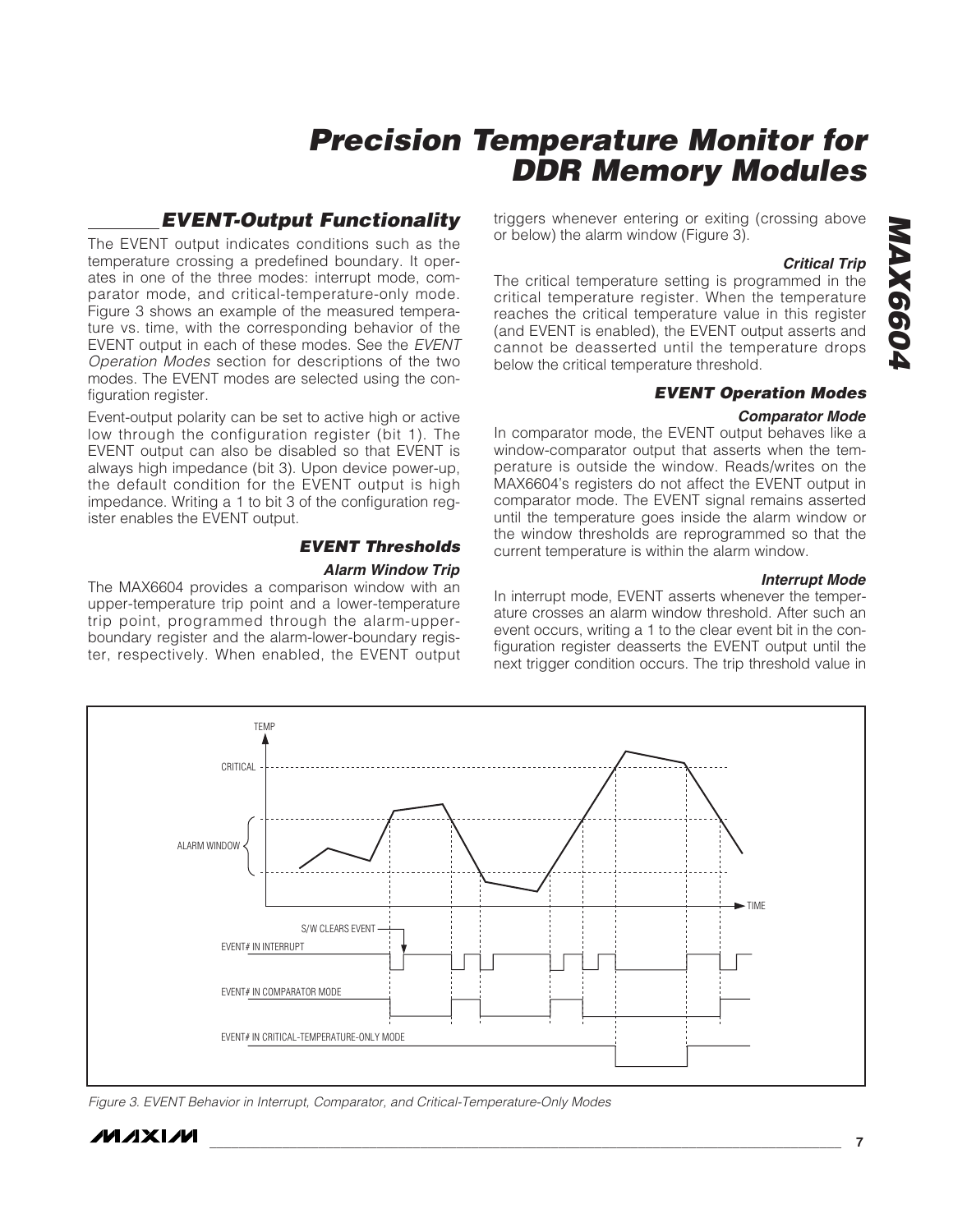## EVENT-Output Functionality

The EVENT output indicates conditions such as the temperature crossing a predefined boundary. It operates in one of the three modes: interrupt mode, comparator mode, and critical-temperature-only mode. Figure 3 shows an example of the measured temperature vs. time, with the corresponding behavior of the EVENT output in each of these modes. See the *EVENT Operation Modes* section for descriptions of the two modes. The EVENT modes are selected using the configuration register.

Event-output polarity can be set to active high or active low through the configuration register (bit 1). The EVENT output can also be disabled so that EVENT is always high impedance (bit 3). Upon device power-up, the default condition for the EVENT output is high impedance. Writing a 1 to bit 3 of the configuration register enables the EVENT output.

### EVENT Thresholds

#### Alarm Window Trip

The MAX6604 provides a comparison window with an upper-temperature trip point and a lower-temperature trip point, programmed through the alarm-upper-boundary register and the alarm-lower-boundary register, respectively. When enabled, the EVENT output triggers whenever entering or exiting (crossing above or below) the alarm window (Figure 3).

#### Critical Trip

The critical temperature setting is programmed in the critical temperature register. When the temperature reaches the critical temperature value in this register (and EVENT is enabled), the EVENT output asserts and cannot be deasserted until the temperature drops below the critical temperature threshold.

### EVENT Operation Modes

#### Comparator Mode

In comparator mode, the EVENT output behaves like a window-comparator output that asserts when the temperature is outside the window. Reads/writes on the MAX6604's registers do not affect the EVENT output in comparator mode. The EVENT signal remains asserted until the temperature goes inside the alarm window or the window thresholds are reprogrammed so that the current temperature is within the alarm window.

#### Interrupt Mode

In interrupt mode, EVENT asserts whenever the temperature crosses an alarm window threshold. After such an event occurs, writing a 1 to the clear event bit in the configuration register deasserts the EVENT output until the next trigger condition occurs. The trip threshold value in

*Figure 3. EVENT Behavior in Interrupt, Comparator, and Critical-Temperature-Only Modes*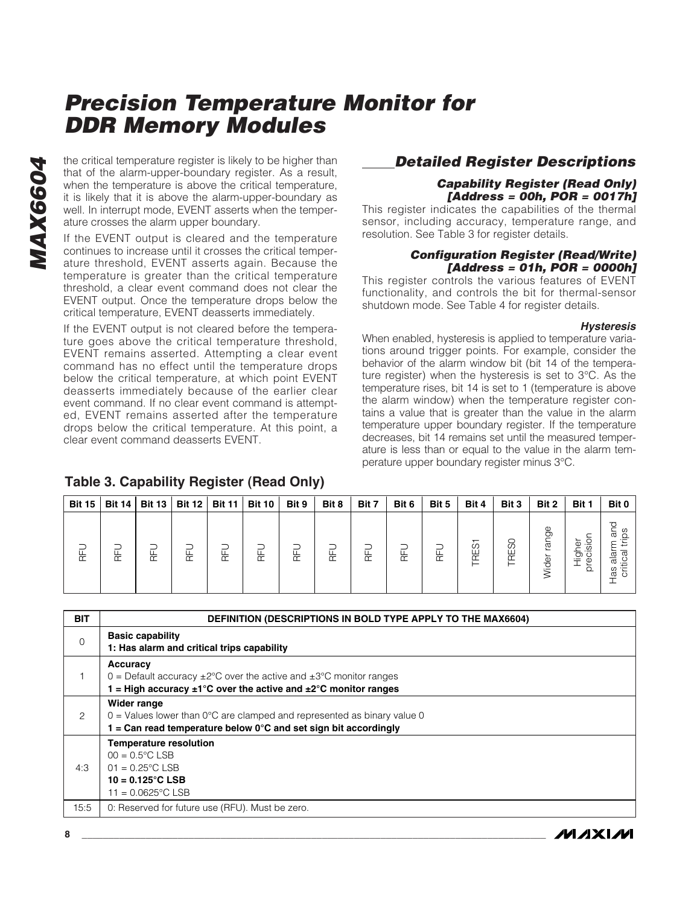the critical temperature register is likely to be higher than that of the alarm-upper-boundary register. As a result, when the temperature is above the critical temperature, it is likely that it is above the alarm-upper-boundary as well. In interrupt mode, EVENT asserts when the temperature crosses the alarm upper boundary.

If the EVENT output is cleared and the temperature continues to increase until it crosses the critical temperature threshold, EVENT asserts again. Because the temperature is greater than the critical temperature threshold, a clear event command does not clear the EVENT output. Once the temperature drops below the critical temperature, EVENT deasserts immediately.

If the EVENT output is not cleared before the temperature goes above the critical temperature threshold, EVENT remains asserted. Attempting a clear event command has no effect until the temperature drops below the critical temperature, at which point EVENT deasserts immediately because of the earlier clear event command. If no clear event command is attempted, EVENT remains asserted after the temperature drops below the critical temperature. At this point, a clear event command deasserts EVENT.

## Detailed Register Descriptions

### Capability Register (Read Only) [Address = 00h, POR = 0017h]

This register indicates the capabilities of the thermal sensor, including accuracy, temperature range, and resolution. See Table 3 for register details.

### Configuration Register (Read/Write) [Address = 01h, POR = 0000h]

This register controls the various features of EVENT functionality, and controls the bit for thermal-sensor shutdown mode. See Table 4 for register details.

#### Hysteresis

When enabled, hysteresis is applied to temperature variations around trigger points. For example, consider the behavior of the alarm window bit (bit 14 of the temperature register) when the hysteresis is set to 3°C. As the temperature rises, bit 14 is set to 1 (temperature is above the alarm window) when the temperature register contains a value that is greater than the value in the alarm temperature upper boundary register. If the temperature decreases, bit 14 remains set until the measured temperature is less than or equal to the value in the alarm temperature upper boundary register minus 3°C.

**Table 3. Capability Register (Read Only)**

| Bit 15 | Bit 14 | Bit 13 | Bit 12 | Bit 11 | Bit 10 | Bit 9 | Bit 8 | Bit 7 | Bit 6 | Bit 5 | Bit 4 | Bit 3 | Bit 2 | Bit 1 | Bit 0 |
|---|---|---|---|---|---|---|---|---|---|---|---|---|---|---|---|
| RFU | RFU | RFU | RFU | RFU | RFU | RFU | RFU | RFU | RFU | RFU | TRES1 | TRES0 | Wider range | Higher precision | Has alarm and critical trips |

| BIT | DEFINITION (DESCRIPTIONS IN BOLD TYPE APPLY TO THE MAX6604) |
|---|---|
| 0 | **Basic capability**<br>**1: Has alarm and critical trips capability** |
| 1 | **Accuracy**<br>0 = Default accuracy ±2°C over the active and ±3°C monitor ranges<br>**1 = High accuracy ±1°C over the active and ±2°C monitor ranges** |
| 2 | **Wider range**<br>0 = Values lower than 0°C are clamped and represented as binary value 0<br>**1 = Can read temperature below 0°C and set sign bit accordingly** |
| 4:3 | **Temperature resolution**<br>00 = 0.5°C LSB<br>01 = 0.25°C LSB<br>**10 = 0.125°C LSB**<br>11 = 0.0625°C LSB |
| 15:5 | 0: Reserved for future use (RFU). Must be zero. |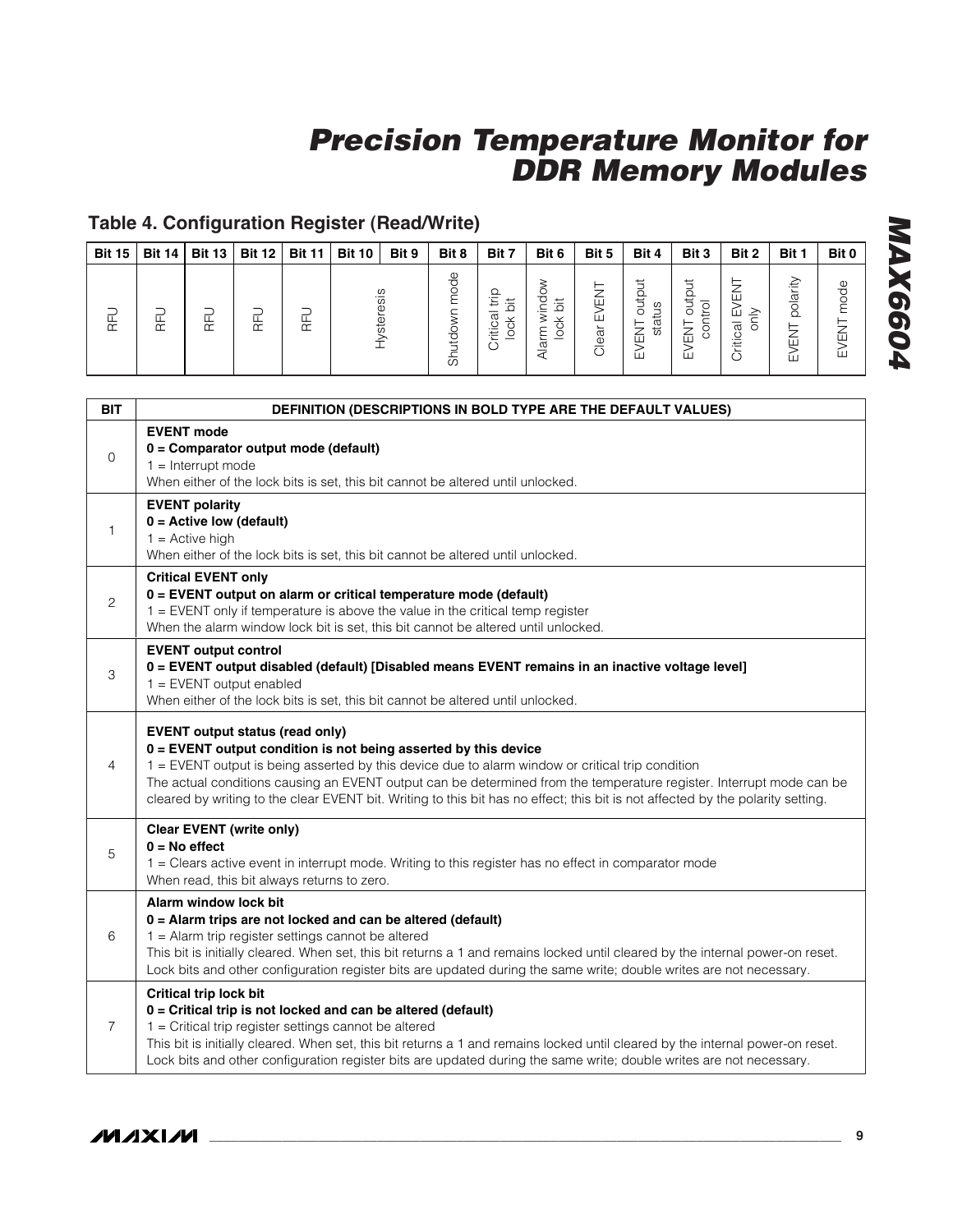## Table 4. Configuration Register (Read/Write)

| Bit 15 | Bit 14 | Bit 13 | Bit 12 | Bit 11 | Bit 10 | Bit 9 | Bit 8 | Bit 7 | Bit 6 | Bit 5 | Bit 4 | Bit 3 | Bit 2 | Bit 1 | Bit 0 |
|---|---|---|---|---|---|---|---|---|---|---|---|---|---|---|---|
| RFU | RFU | RFU | RFU | RFU | Hysteresis | | Shutdown mode | Critical trip lock bit | Alarm window lock bit | Clear EVENT | EVENT output status | EVENT output control | Critical EVENT only | EVENT polarity | EVENT mode |

| BIT | DEFINITION (DESCRIPTIONS IN BOLD TYPE ARE THE DEFAULT VALUES) |
|---|---|
| 0 | **EVENT mode**<br>**0 = Comparator output mode (default)**<br>1 = Interrupt mode<br>When either of the lock bits is set, this bit cannot be altered until unlocked. |
| 1 | **EVENT polarity**<br>**0 = Active low (default)**<br>1 = Active high<br>When either of the lock bits is set, this bit cannot be altered until unlocked. |
| 2 | **Critical EVENT only**<br>**0 = EVENT output on alarm or critical temperature mode (default)**<br>1 = EVENT only if temperature is above the value in the critical temp register<br>When the alarm window lock bit is set, this bit cannot be altered until unlocked. |
| 3 | **EVENT output control**<br>**0 = EVENT output disabled (default) [Disabled means EVENT remains in an inactive voltage level]**<br>1 = EVENT output enabled<br>When either of the lock bits is set, this bit cannot be altered until unlocked. |
| 4 | **EVENT output status (read only)**<br>**0 = EVENT output condition is not being asserted by this device**<br>1 = EVENT output is being asserted by this device due to alarm window or critical trip condition<br>The actual conditions causing an EVENT output can be determined from the temperature register. Interrupt mode can be cleared by writing to the clear EVENT bit. Writing to this bit has no effect; this bit is not affected by the polarity setting. |
| 5 | **Clear EVENT (write only)**<br>**0 = No effect**<br>1 = Clears active event in interrupt mode. Writing to this register has no effect in comparator mode<br>When read, this bit always returns to zero. |
| 6 | **Alarm window lock bit**<br>**0 = Alarm trips are not locked and can be altered (default)**<br>1 = Alarm trip register settings cannot be altered<br>This bit is initially cleared. When set, this bit returns a 1 and remains locked until cleared by the internal power-on reset. Lock bits and other configuration register bits are updated during the same write; double writes are not necessary. |
| 7 | **Critical trip lock bit**<br>**0 = Critical trip is not locked and can be altered (default)**<br>1 = Critical trip register settings cannot be altered<br>This bit is initially cleared. When set, this bit returns a 1 and remains locked until cleared by the internal power-on reset. Lock bits and other configuration register bits are updated during the same write; double writes are not necessary. |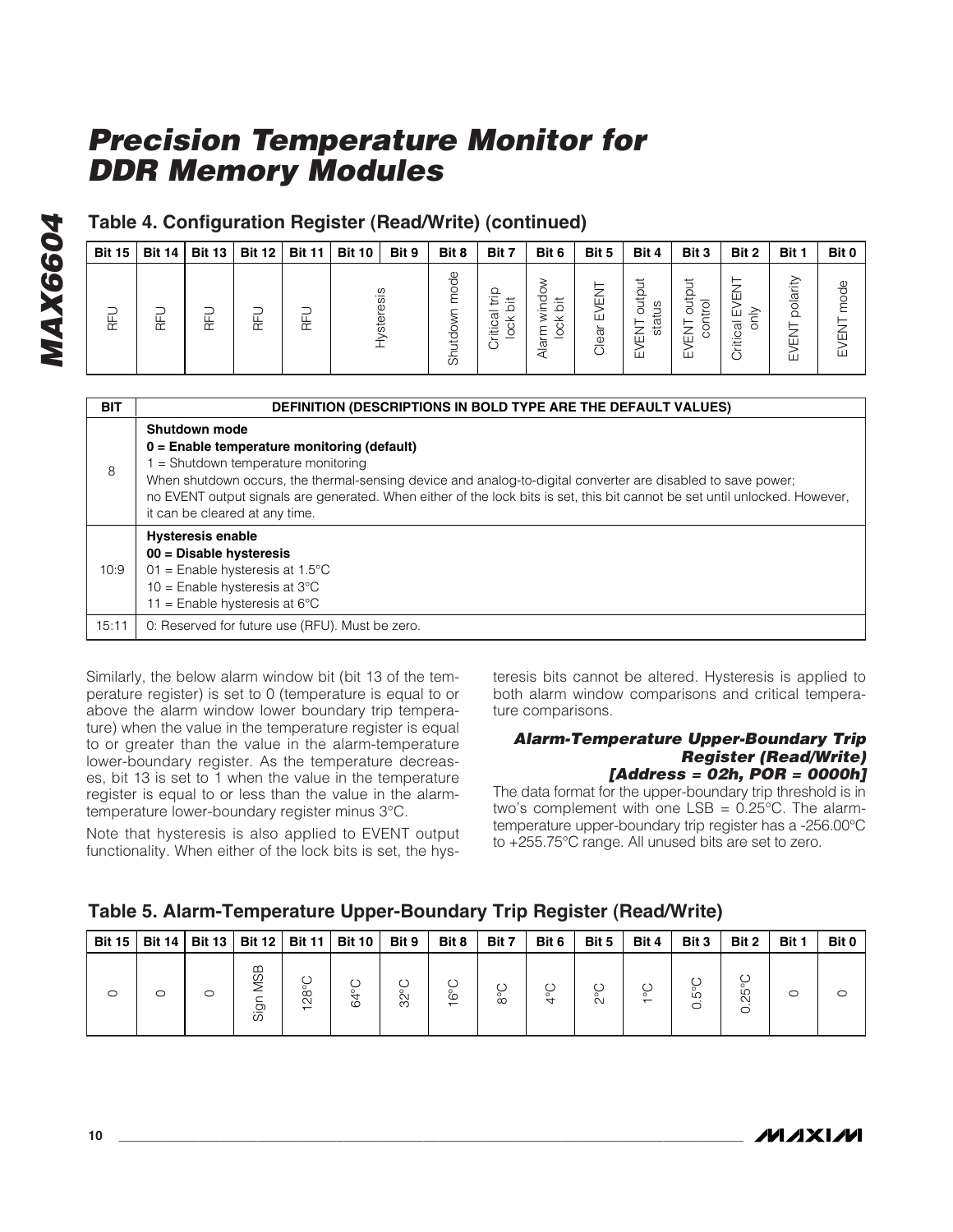## Table 4. Configuration Register (Read/Write) (continued)

| Bit 15 | Bit 14 | Bit 13 | Bit 12 | Bit 11 | Bit 10 | Bit 9 | Bit 8 | Bit 7 | Bit 6 | Bit 5 | Bit 4 | Bit 3 | Bit 2 | Bit 1 | Bit 0 |
|---|---|---|---|---|---|---|---|---|---|---|---|---|---|---|---|
| RFU | RFU | RFU | RFU | RFU | Hysteresis | | Shutdown mode | Critical trip lock bit | Alarm window lock bit | Clear EVENT | EVENT output status | EVENT output control | Critical EVENT only | EVENT polarity | EVENT mode |

| BIT | DEFINITION (DESCRIPTIONS IN BOLD TYPE ARE THE DEFAULT VALUES) |
|---|---|
| 8 | **Shutdown mode** <br> **0 = Enable temperature monitoring (default)** <br> 1 = Shutdown temperature monitoring <br> When shutdown occurs, the thermal-sensing device and analog-to-digital converter are disabled to save power; no EVENT output signals are generated. When either of the lock bits is set, this bit cannot be set until unlocked. However, it can be cleared at any time. |
| 10:9 | **Hysteresis enable** <br> **00 = Disable hysteresis** <br> 01 = Enable hysteresis at 1.5°C <br> 10 = Enable hysteresis at 3°C <br> 11 = Enable hysteresis at 6°C |
| 15:11 | 0: Reserved for future use (RFU). Must be zero. |

Similarly, the below alarm window bit (bit 13 of the temperature register) is set to 0 (temperature is equal to or above the alarm window lower boundary trip temperature) when the value in the temperature register is equal to or greater than the value in the alarm-temperature lower-boundary register. As the temperature decreases, bit 13 is set to 1 when the value in the temperature register is equal to or less than the value in the alarm-temperature lower-boundary register minus 3°C.

Note that hysteresis is also applied to EVENT output functionality. When either of the lock bits is set, the hysteresis bits cannot be altered. Hysteresis is applied to both alarm window comparisons and critical temperature comparisons.

### *Alarm-Temperature Upper-Boundary Trip Register (Read/Write) [Address = 02h, POR = 0000h]*

The data format for the upper-boundary trip threshold is in two's complement with one LSB = 0.25°C. The alarm-temperature upper-boundary trip register has a -256.00°C to +255.75°C range. All unused bits are set to zero.

## Table 5. Alarm-Temperature Upper-Boundary Trip Register (Read/Write)

| Bit 15 | Bit 14 | Bit 13 | Bit 12 | Bit 11 | Bit 10 | Bit 9 | Bit 8 | Bit 7 | Bit 6 | Bit 5 | Bit 4 | Bit 3 | Bit 2 | Bit 1 | Bit 0 |
|---|---|---|---|---|---|---|---|---|---|---|---|---|---|---|---|
| 0 | 0 | 0 | Sign MSB | 128°C | 64°C | 32°C | 16°C | 8°C | 4°C | 2°C | 1°C | 0.5°C | 0.25°C | 0 | 0 |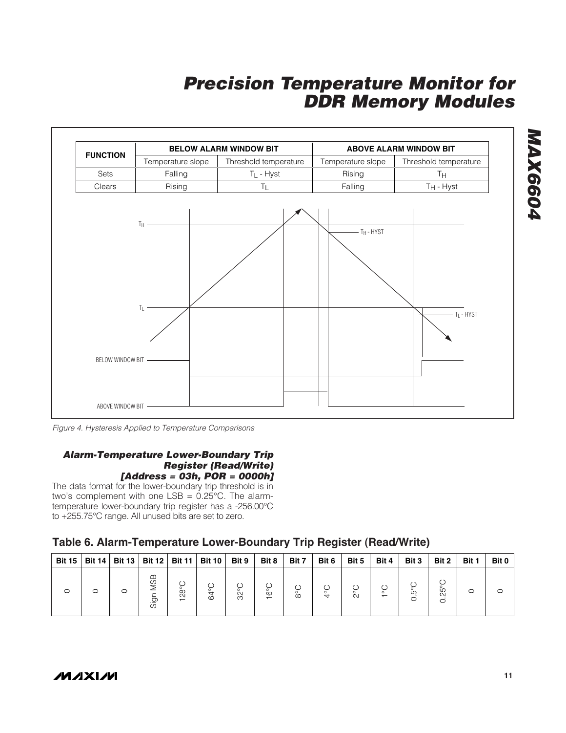| FUNCTION | BELOW ALARM WINDOW BIT | | ABOVE ALARM WINDOW BIT | |
|---|---|---|---|---|
| | Temperature slope | Threshold temperature | Temperature slope | Threshold temperature |
| Sets | Falling | $T_L$ - Hyst | Rising | $T_H$ |
| Clears | Rising | $T_L$ | Falling | $T_H$ - Hyst |

Figure 4. Hysteresis Applied to Temperature Comparisons

### *Alarm-Temperature Lower-Boundary Trip Register (Read/Write) [Address = 03h, POR = 0000h]*

The data format for the lower-boundary trip threshold is in two's complement with one LSB = 0.25°C. The alarm-temperature lower-boundary trip register has a -256.00°C to +255.75°C range. All unused bits are set to zero.

## Table 6. Alarm-Temperature Lower-Boundary Trip Register (Read/Write)

| Bit 15 | Bit 14 | Bit 13 | Bit 12 | Bit 11 | Bit 10 | Bit 9 | Bit 8 | Bit 7 | Bit 6 | Bit 5 | Bit 4 | Bit 3 | Bit 2 | Bit 1 | Bit 0 |
|---|---|---|---|---|---|---|---|---|---|---|---|---|---|---|---|
| 0 | 0 | 0 | Sign MSB | 128°C | 64°C | 32°C | 16°C | 8°C | 4°C | 2°C | 1°C | 0.5°C | 0.25°C | 0 | 0 |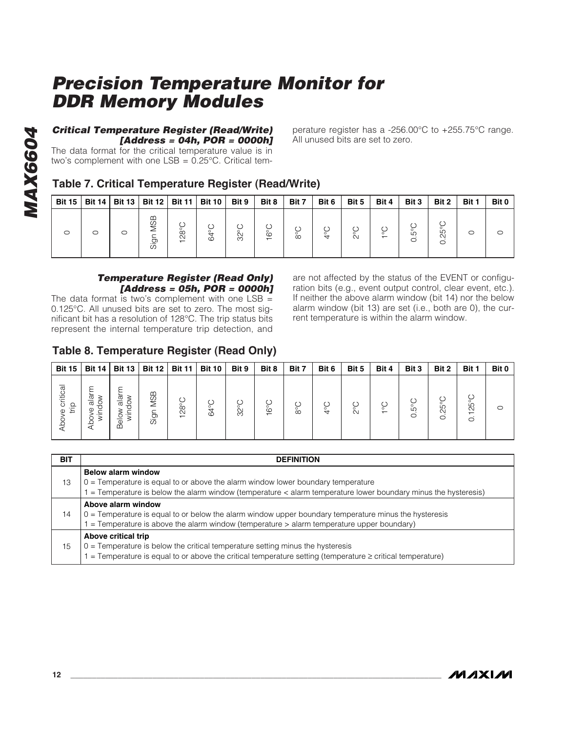### Critical Temperature Register (Read/Write) [Address = 04h, POR = 0000h]

The data format for the critical temperature value is in two's complement with one LSB = 0.25°C. Critical temperature register has a -256.00°C to +255.75°C range. All unused bits are set to zero.

## Table 7. Critical Temperature Register (Read/Write)

| Bit 15 | Bit 14 | Bit 13 | Bit 12 | Bit 11 | Bit 10 | Bit 9 | Bit 8 | Bit 7 | Bit 6 | Bit 5 | Bit 4 | Bit 3 | Bit 2 | Bit 1 | Bit 0 |
|---|---|---|---|---|---|---|---|---|---|---|---|---|---|---|---|
| 0 | 0 | 0 | Sign MSB | 128°C | 64°C | 32°C | 16°C | 8°C | 4°C | 2°C | 1°C | 0.5°C | 0.25°C | 0 | 0 |

### Temperature Register (Read Only) [Address = 05h, POR = 0000h]

The data format is two's complement with one LSB = 0.125°C. All unused bits are set to zero. The most significant bit has a resolution of 128°C. The trip status bits represent the internal temperature trip detection, and are not affected by the status of the EVENT or configuration bits (e.g., event output control, clear event, etc.). If neither the above alarm window (bit 14) nor the below alarm window (bit 13) are set (i.e., both are 0), the current temperature is within the alarm window.

## Table 8. Temperature Register (Read Only)

| Bit 15 | Bit 14 | Bit 13 | Bit 12 | Bit 11 | Bit 10 | Bit 9 | Bit 8 | Bit 7 | Bit 6 | Bit 5 | Bit 4 | Bit 3 | Bit 2 | Bit 1 | Bit 0 |
|---|---|---|---|---|---|---|---|---|---|---|---|---|---|---|---|
| Above critical trip | Above alarm window | Below alarm window | Sign MSB | 128°C | 64°C | 32°C | 16°C | 8°C | 4°C | 2°C | 1°C | 0.5°C | 0.25°C | 0.125°C | 0 |

| BIT | DEFINITION |
|---|---|
| 13 | **Below alarm window**<br>0 = Temperature is equal to or above the alarm window lower boundary temperature<br>1 = Temperature is below the alarm window (temperature < alarm temperature lower boundary minus the hysteresis) |
| 14 | **Above alarm window**<br>0 = Temperature is equal to or below the alarm window upper boundary temperature minus the hysteresis<br>1 = Temperature is above the alarm window (temperature > alarm temperature upper boundary) |
| 15 | **Above critical trip**<br>0 = Temperature is below the critical temperature setting minus the hysteresis<br>1 = Temperature is equal to or above the critical temperature setting (temperature ≥ critical temperature) |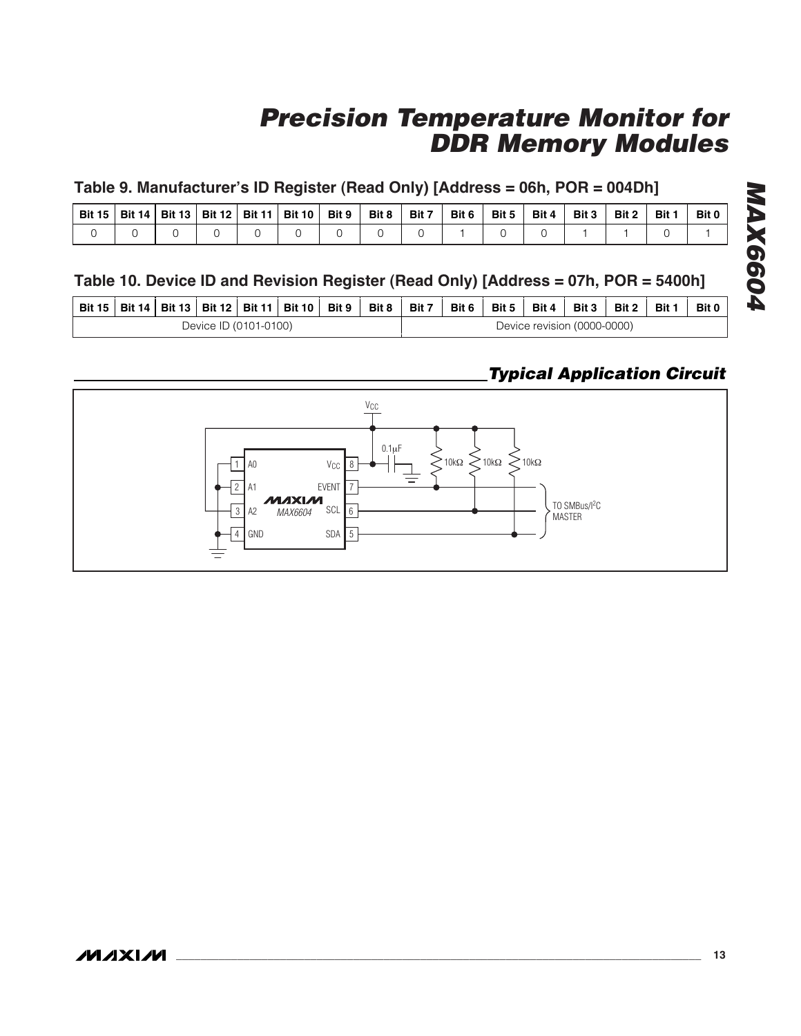## Table 9. Manufacturer's ID Register (Read Only) [Address = 06h, POR = 004Dh]

| Bit 15 | Bit 14 | Bit 13 | Bit 12 | Bit 11 | Bit 10 | Bit 9 | Bit 8 | Bit 7 | Bit 6 | Bit 5 | Bit 4 | Bit 3 | Bit 2 | Bit 1 | Bit 0 |
|---|---|---|---|---|---|---|---|---|---|---|---|---|---|---|---|
| 0 | 0 | 0 | 0 | 0 | 0 | 0 | 0 | 0 | 1 | 0 | 0 | 1 | 1 | 0 | 1 |

## Table 10. Device ID and Revision Register (Read Only) [Address = 07h, POR = 5400h]

| Bit 15 | Bit 14 | Bit 13 | Bit 12 | Bit 11 | Bit 10 | Bit 9 | Bit 8 | Bit 7 | Bit 6 | Bit 5 | Bit 4 | Bit 3 | Bit 2 | Bit 1 | Bit 0 |
|---|---|---|---|---|---|---|---|---|---|---|---|---|---|---|---|
| Device ID (0101-0100) | | | | | | | | Device revision (0000-0000) | | | | | | | |

## Typical Application Circuit

$V_{CC}$

0.1μF

10kΩ 10kΩ 10kΩ

1 A0 — $V_{CC}$ 8

2 A1 — EVENT 7

3 A2 — SCL 6

4 GND — SDA 5

MAXIM MAX6604

TO SMBus/I²C MASTER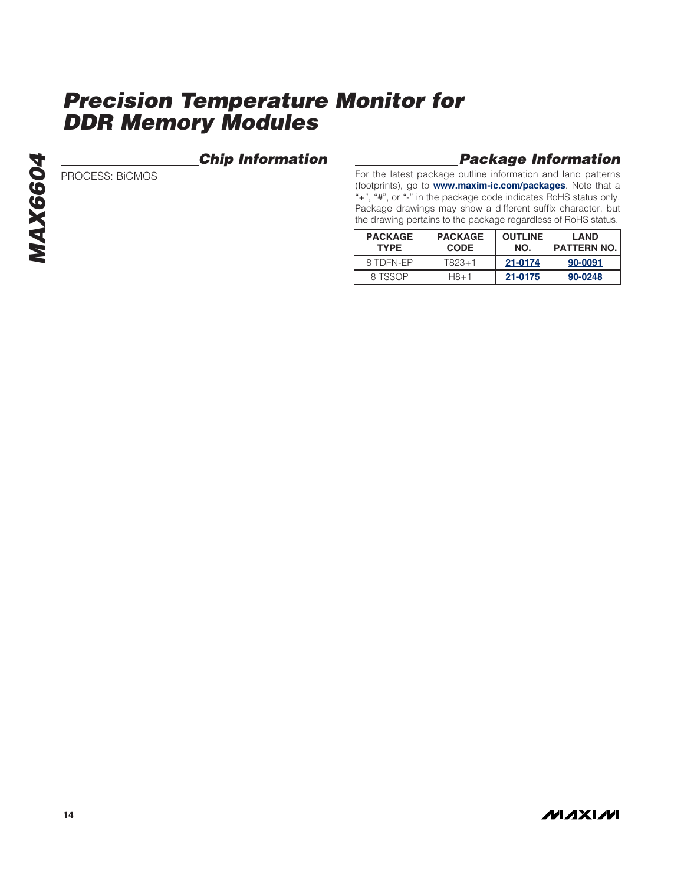## Chip Information

PROCESS: BiCMOS

## Package Information

For the latest package outline information and land patterns (footprints), go to **www.maxim-ic.com/packages**. Note that a "+", "#", or "-" in the package code indicates RoHS status only. Package drawings may show a different suffix character, but the drawing pertains to the package regardless of RoHS status.

| PACKAGE TYPE | PACKAGE CODE | OUTLINE NO. | LAND PATTERN NO. |
|---|---|---|---|
| 8 TDFN-EP | T823+1 | 21-0174 | 90-0091 |
| 8 TSSOP | H8+1 | 21-0175 | 90-0248 |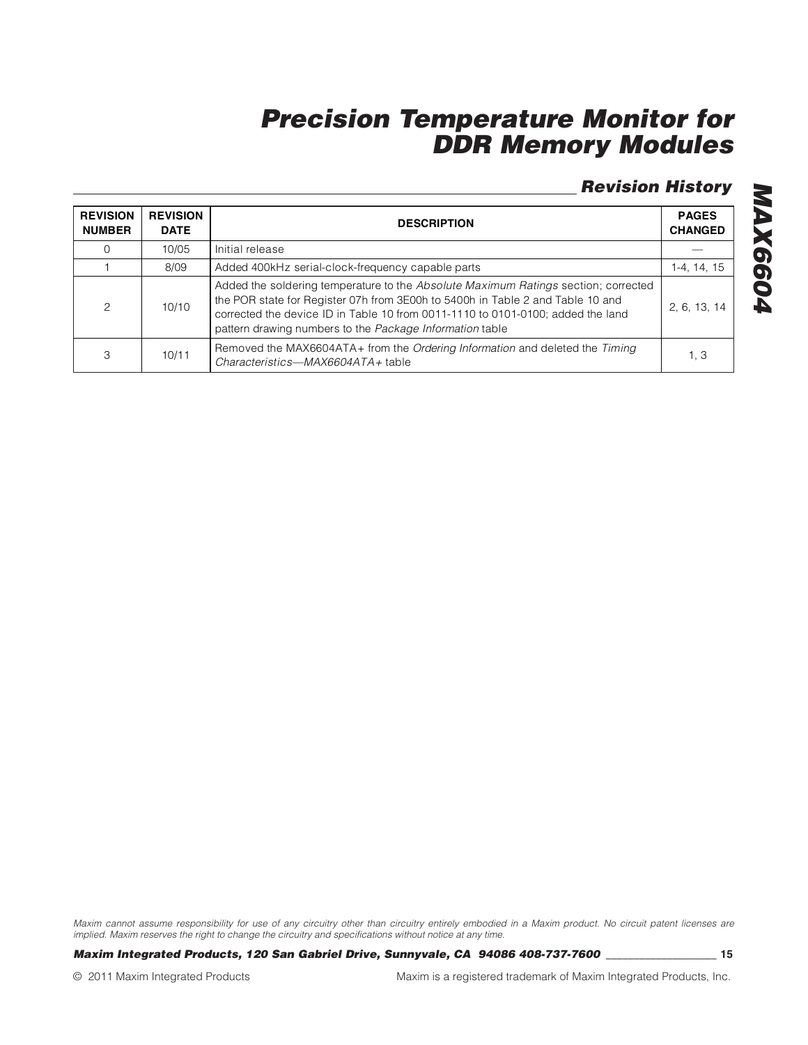## Revision History

| REVISION NUMBER | REVISION DATE | DESCRIPTION | PAGES CHANGED |
|---|---|---|---|
| 0 | 10/05 | Initial release | — |
| 1 | 8/09 | Added 400kHz serial-clock-frequency capable parts | 1-4, 14, 15 |
| 2 | 10/10 | Added the soldering temperature to the *Absolute Maximum Ratings* section; corrected the POR state for Register 07h from 3E00h to 5400h in Table 2 and Table 10 and corrected the device ID in Table 10 from 0011-1110 to 0101-0100; added the land pattern drawing numbers to the *Package Information* table | 2, 6, 13, 14 |
| 3 | 10/11 | Removed the MAX6604ATA+ from the *Ordering Information* and deleted the *Timing Characteristics—MAX6604ATA+* table | 1, 3 |

*Maxim cannot assume responsibility for use of any circuitry other than circuitry entirely embodied in a Maxim product. No circuit patent licenses are implied. Maxim reserves the right to change the circuitry and specifications without notice at any time.*

***Maxim Integrated Products, 120 San Gabriel Drive, Sunnyvale, CA 94086 408-737-7600***

© 2011 Maxim Integrated Products

Maxim is a registered trademark of Maxim Integrated Products, Inc.